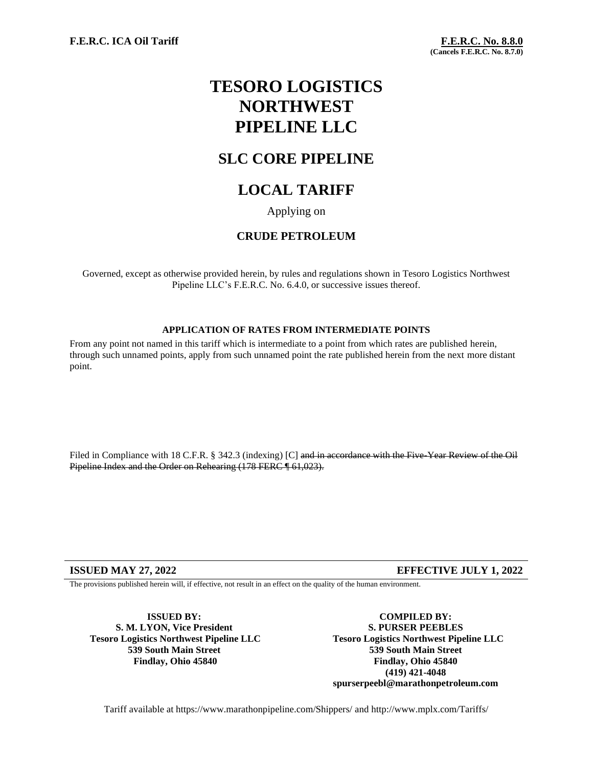**F.E.R.C. ICA Oil Tariff**

**F.E.R.C. No. 8.8.0**
**(Cancels F.E.R.C. No. 8.7.0)**

# TESORO LOGISTICS NORTHWEST PIPELINE LLC

## SLC CORE PIPELINE

## LOCAL TARIFF

Applying on

### CRUDE PETROLEUM

Governed, except as otherwise provided herein, by rules and regulations shown in Tesoro Logistics Northwest Pipeline LLC's F.E.R.C. No. 6.4.0, or successive issues thereof.

**APPLICATION OF RATES FROM INTERMEDIATE POINTS**

From any point not named in this tariff which is intermediate to a point from which rates are published herein, through such unnamed points, apply from such unnamed point the rate published herein from the next more distant point.

Filed in Compliance with 18 C.F.R. § 342.3 (indexing) [C] ~~and in accordance with the Five-Year Review of the Oil Pipeline Index and the Order on Rehearing (178 FERC ¶ 61,023).~~

**ISSUED MAY 27, 2022** **EFFECTIVE JULY 1, 2022**

The provisions published herein will, if effective, not result in an effect on the quality of the human environment.

**ISSUED BY:**
**S. M. LYON, Vice President**
**Tesoro Logistics Northwest Pipeline LLC**
**539 South Main Street**
**Findlay, Ohio 45840**

**COMPILED BY:**
**S. PURSER PEEBLES**
**Tesoro Logistics Northwest Pipeline LLC**
**539 South Main Street**
**Findlay, Ohio 45840**
**(419) 421-4048**
**spurserpeebl@marathonpetroleum.com**

Tariff available at https://www.marathonpipeline.com/Shippers/ and http://www.mplx.com/Tariffs/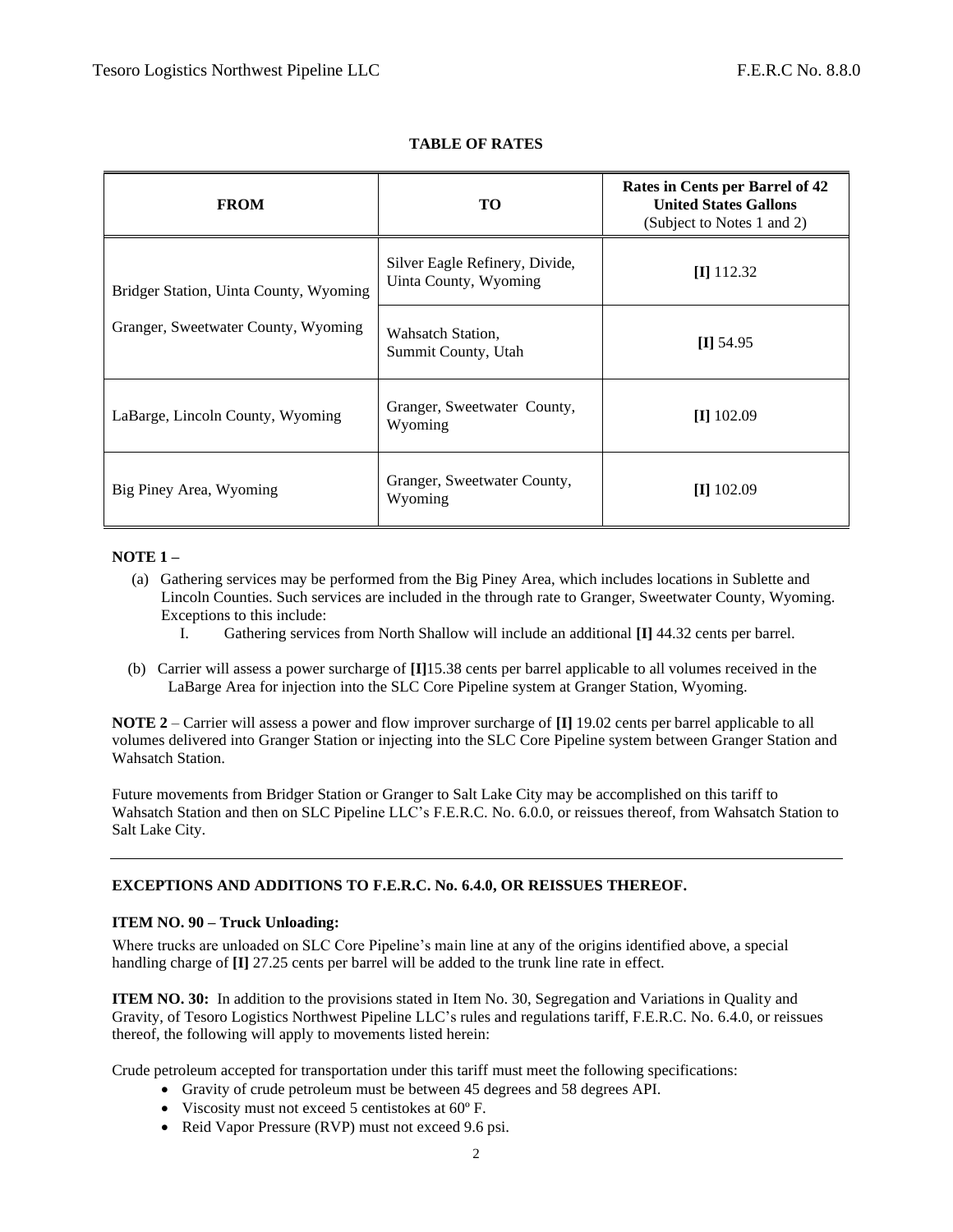## TABLE OF RATES

| FROM | TO | Rates in Cents per Barrel of 42 United States Gallons (Subject to Notes 1 and 2) |
|---|---|---|
| Bridger Station, Uinta County, Wyoming<br>Granger, Sweetwater County, Wyoming | Silver Eagle Refinery, Divide, Uinta County, Wyoming | **[I]** 112.32 |
| | Wahsatch Station, Summit County, Utah | **[I]** 54.95 |
| LaBarge, Lincoln County, Wyoming | Granger, Sweetwater County, Wyoming | **[I]** 102.09 |
| Big Piney Area, Wyoming | Granger, Sweetwater County, Wyoming | **[I]** 102.09 |

**NOTE 1 –**

(a) Gathering services may be performed from the Big Piney Area, which includes locations in Sublette and Lincoln Counties. Such services are included in the through rate to Granger, Sweetwater County, Wyoming. Exceptions to this include:

  I. Gathering services from North Shallow will include an additional **[I]** 44.32 cents per barrel.

(b) Carrier will assess a power surcharge of **[I]**15.38 cents per barrel applicable to all volumes received in the LaBarge Area for injection into the SLC Core Pipeline system at Granger Station, Wyoming.

**NOTE 2** – Carrier will assess a power and flow improver surcharge of **[I]** 19.02 cents per barrel applicable to all volumes delivered into Granger Station or injecting into the SLC Core Pipeline system between Granger Station and Wahsatch Station.

Future movements from Bridger Station or Granger to Salt Lake City may be accomplished on this tariff to Wahsatch Station and then on SLC Pipeline LLC's F.E.R.C. No. 6.0.0, or reissues thereof, from Wahsatch Station to Salt Lake City.

---

**EXCEPTIONS AND ADDITIONS TO F.E.R.C. No. 6.4.0, OR REISSUES THEREOF.**

**ITEM NO. 90 – Truck Unloading:**

Where trucks are unloaded on SLC Core Pipeline's main line at any of the origins identified above, a special handling charge of **[I]** 27.25 cents per barrel will be added to the trunk line rate in effect.

**ITEM NO. 30:** In addition to the provisions stated in Item No. 30, Segregation and Variations in Quality and Gravity, of Tesoro Logistics Northwest Pipeline LLC's rules and regulations tariff, F.E.R.C. No. 6.4.0, or reissues thereof, the following will apply to movements listed herein:

Crude petroleum accepted for transportation under this tariff must meet the following specifications:

- Gravity of crude petroleum must be between 45 degrees and 58 degrees API.
- Viscosity must not exceed 5 centistokes at 60º F.
- Reid Vapor Pressure (RVP) must not exceed 9.6 psi.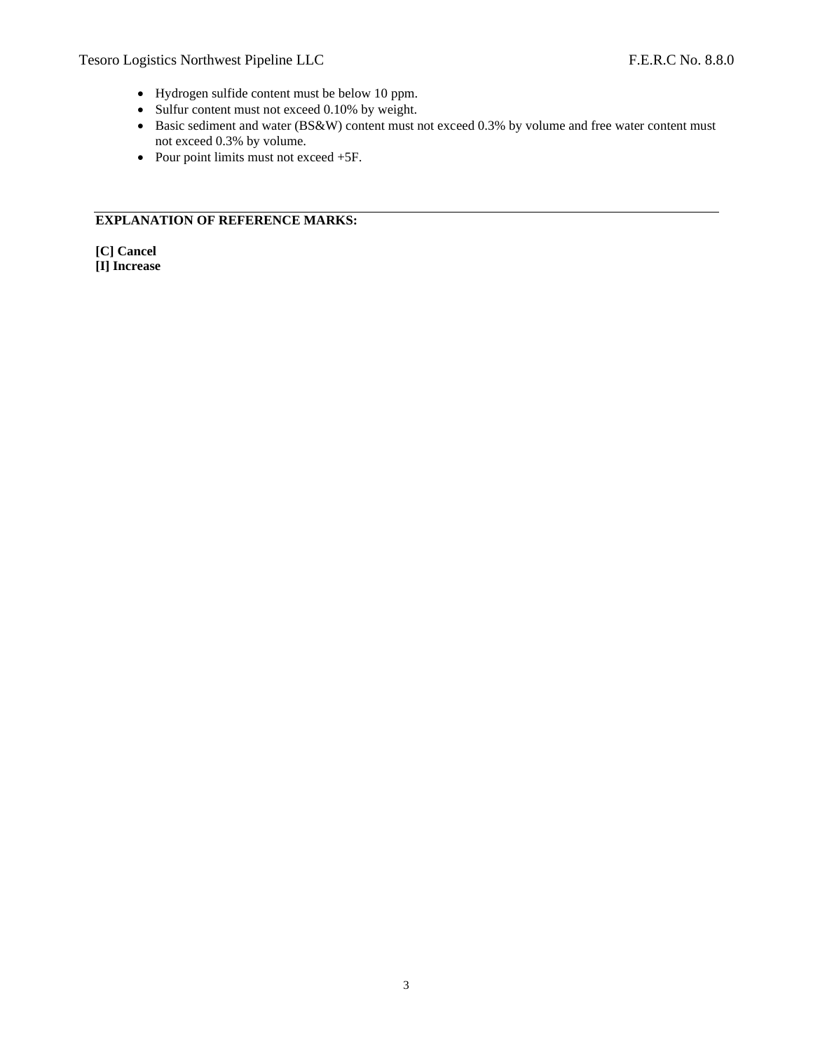- Hydrogen sulfide content must be below 10 ppm.
- Sulfur content must not exceed 0.10% by weight.
- Basic sediment and water (BS&W) content must not exceed 0.3% by volume and free water content must not exceed 0.3% by volume.
- Pour point limits must not exceed +5F.

**EXPLANATION OF REFERENCE MARKS:**

**[C] Cancel**
**[I] Increase**